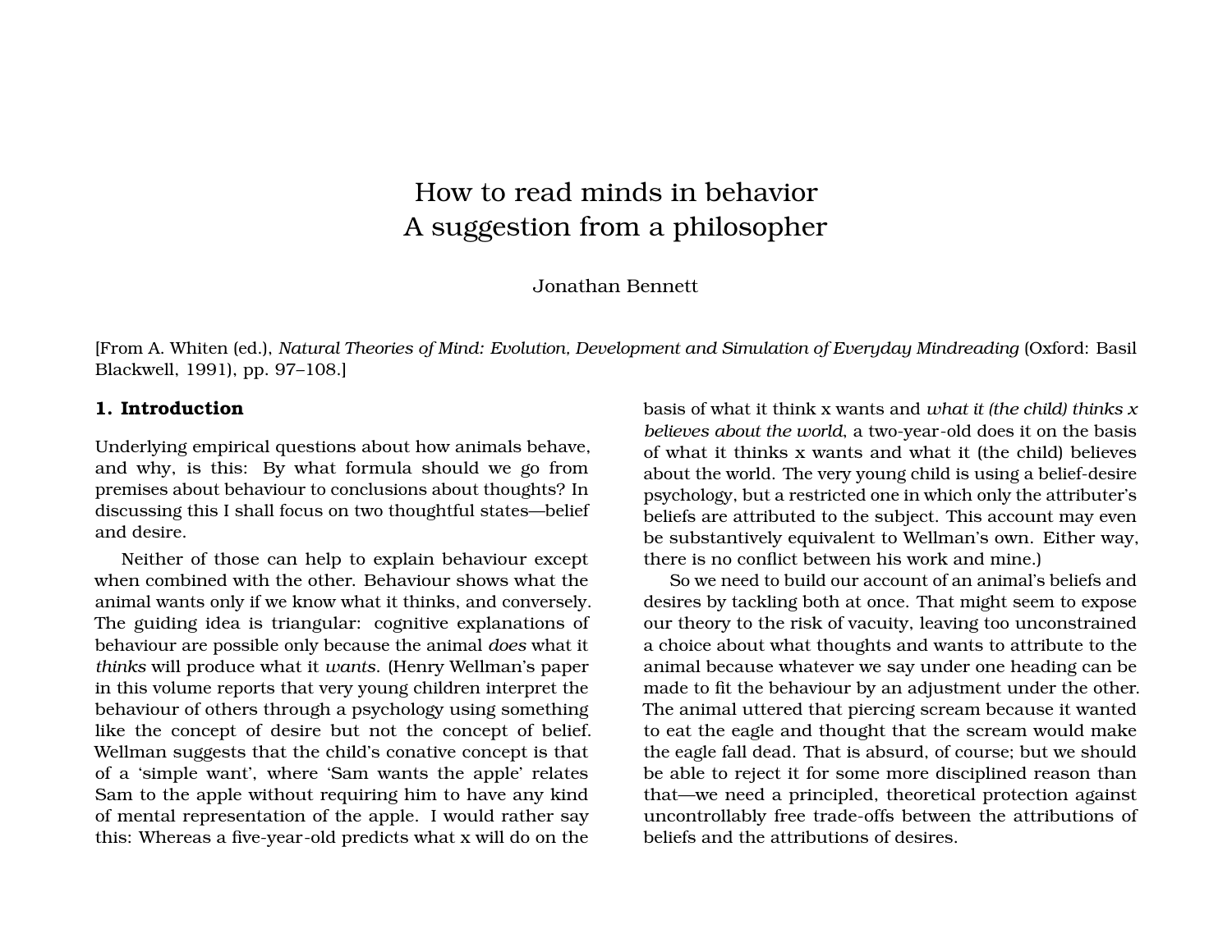# How to read minds in behavior
# A suggestion from a philosopher

Jonathan Bennett

[From A. Whiten (ed.), *Natural Theories of Mind: Evolution, Development and Simulation of Everyday Mindreading* (Oxford: Basil Blackwell, 1991), pp. 97–108.]

## 1. Introduction

Underlying empirical questions about how animals behave, and why, is this: By what formula should we go from premises about behaviour to conclusions about thoughts? In discussing this I shall focus on two thoughtful states—belief and desire.

Neither of those can help to explain behaviour except when combined with the other. Behaviour shows what the animal wants only if we know what it thinks, and conversely. The guiding idea is triangular: cognitive explanations of behaviour are possible only because the animal *does* what it *thinks* will produce what it *wants*. (Henry Wellman's paper in this volume reports that very young children interpret the behaviour of others through a psychology using something like the concept of desire but not the concept of belief. Wellman suggests that the child's conative concept is that of a 'simple want', where 'Sam wants the apple' relates Sam to the apple without requiring him to have any kind of mental representation of the apple. I would rather say this: Whereas a five-year-old predicts what x will do on the basis of what it think x wants and *what it (the child) thinks x believes about the world*, a two-year-old does it on the basis of what it thinks x wants and what it (the child) believes about the world. The very young child is using a belief-desire psychology, but a restricted one in which only the attributer's beliefs are attributed to the subject. This account may even be substantively equivalent to Wellman's own. Either way, there is no conflict between his work and mine.)

So we need to build our account of an animal's beliefs and desires by tackling both at once. That might seem to expose our theory to the risk of vacuity, leaving too unconstrained a choice about what thoughts and wants to attribute to the animal because whatever we say under one heading can be made to fit the behaviour by an adjustment under the other. The animal uttered that piercing scream because it wanted to eat the eagle and thought that the scream would make the eagle fall dead. That is absurd, of course; but we should be able to reject it for some more disciplined reason than that—we need a principled, theoretical protection against uncontrollably free trade-offs between the attributions of beliefs and the attributions of desires.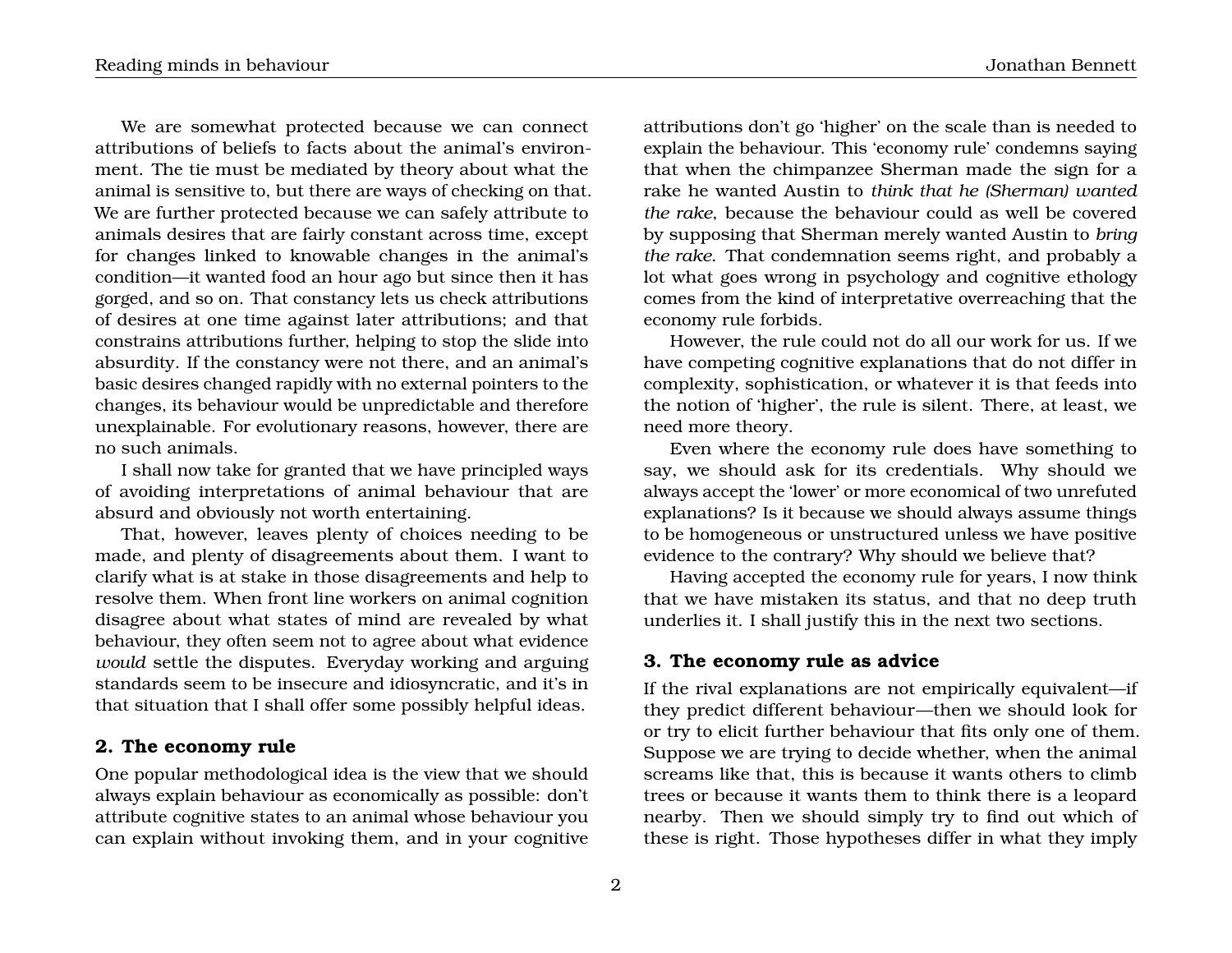We are somewhat protected because we can connect attributions of beliefs to facts about the animal's environment. The tie must be mediated by theory about what the animal is sensitive to, but there are ways of checking on that. We are further protected because we can safely attribute to animals desires that are fairly constant across time, except for changes linked to knowable changes in the animal's condition—it wanted food an hour ago but since then it has gorged, and so on. That constancy lets us check attributions of desires at one time against later attributions; and that constrains attributions further, helping to stop the slide into absurdity. If the constancy were not there, and an animal's basic desires changed rapidly with no external pointers to the changes, its behaviour would be unpredictable and therefore unexplainable. For evolutionary reasons, however, there are no such animals.

I shall now take for granted that we have principled ways of avoiding interpretations of animal behaviour that are absurd and obviously not worth entertaining.

That, however, leaves plenty of choices needing to be made, and plenty of disagreements about them. I want to clarify what is at stake in those disagreements and help to resolve them. When front line workers on animal cognition disagree about what states of mind are revealed by what behaviour, they often seem not to agree about what evidence *would* settle the disputes. Everyday working and arguing standards seem to be insecure and idiosyncratic, and it's in that situation that I shall offer some possibly helpful ideas.

## 2. The economy rule

One popular methodological idea is the view that we should always explain behaviour as economically as possible: don't attribute cognitive states to an animal whose behaviour you can explain without invoking them, and in your cognitive attributions don't go 'higher' on the scale than is needed to explain the behaviour. This 'economy rule' condemns saying that when the chimpanzee Sherman made the sign for a rake he wanted Austin to *think that he (Sherman) wanted the rake*, because the behaviour could as well be covered by supposing that Sherman merely wanted Austin to *bring the rake*. That condemnation seems right, and probably a lot what goes wrong in psychology and cognitive ethology comes from the kind of interpretative overreaching that the economy rule forbids.

However, the rule could not do all our work for us. If we have competing cognitive explanations that do not differ in complexity, sophistication, or whatever it is that feeds into the notion of 'higher', the rule is silent. There, at least, we need more theory.

Even where the economy rule does have something to say, we should ask for its credentials. Why should we always accept the 'lower' or more economical of two unrefuted explanations? Is it because we should always assume things to be homogeneous or unstructured unless we have positive evidence to the contrary? Why should we believe that?

Having accepted the economy rule for years, I now think that we have mistaken its status, and that no deep truth underlies it. I shall justify this in the next two sections.

## 3. The economy rule as advice

If the rival explanations are not empirically equivalent—if they predict different behaviour—then we should look for or try to elicit further behaviour that fits only one of them. Suppose we are trying to decide whether, when the animal screams like that, this is because it wants others to climb trees or because it wants them to think there is a leopard nearby. Then we should simply try to find out which of these is right. Those hypotheses differ in what they imply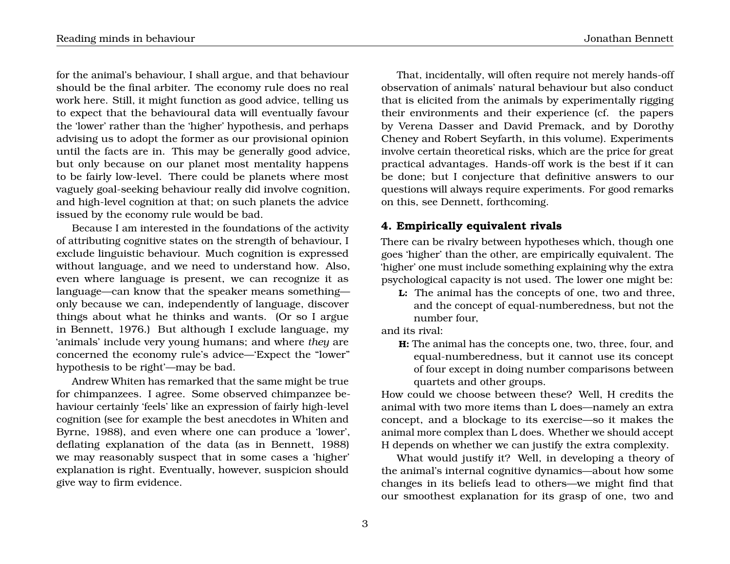for the animal's behaviour, I shall argue, and that behaviour should be the final arbiter. The economy rule does no real work here. Still, it might function as good advice, telling us to expect that the behavioural data will eventually favour the 'lower' rather than the 'higher' hypothesis, and perhaps advising us to adopt the former as our provisional opinion until the facts are in. This may be generally good advice, but only because on our planet most mentality happens to be fairly low-level. There could be planets where most vaguely goal-seeking behaviour really did involve cognition, and high-level cognition at that; on such planets the advice issued by the economy rule would be bad.

Because I am interested in the foundations of the activity of attributing cognitive states on the strength of behaviour, I exclude linguistic behaviour. Much cognition is expressed without language, and we need to understand how. Also, even where language is present, we can recognize it as language—can know that the speaker means something—only because we can, independently of language, discover things about what he thinks and wants. (Or so I argue in Bennett, 1976.) But although I exclude language, my 'animals' include very young humans; and where *they* are concerned the economy rule's advice—'Expect the "lower" hypothesis to be right'—may be bad.

Andrew Whiten has remarked that the same might be true for chimpanzees. I agree. Some observed chimpanzee behaviour certainly 'feels' like an expression of fairly high-level cognition (see for example the best anecdotes in Whiten and Byrne, 1988), and even where one can produce a 'lower', deflating explanation of the data (as in Bennett, 1988) we may reasonably suspect that in some cases a 'higher' explanation is right. Eventually, however, suspicion should give way to firm evidence.

That, incidentally, will often require not merely hands-off observation of animals' natural behaviour but also conduct that is elicited from the animals by experimentally rigging their environments and their experience (cf. the papers by Verena Dasser and David Premack, and by Dorothy Cheney and Robert Seyfarth, in this volume). Experiments involve certain theoretical risks, which are the price for great practical advantages. Hands-off work is the best if it can be done; but I conjecture that definitive answers to our questions will always require experiments. For good remarks on this, see Dennett, forthcoming.

## 4. Empirically equivalent rivals

There can be rivalry between hypotheses which, though one goes 'higher' than the other, are empirically equivalent. The 'higher' one must include something explaining why the extra psychological capacity is not used. The lower one might be:

**L:** The animal has the concepts of one, two and three, and the concept of equal-numberedness, but not the number four,

and its rival:

**H:** The animal has the concepts one, two, three, four, and equal-numberedness, but it cannot use its concept of four except in doing number comparisons between quartets and other groups.

How could we choose between these? Well, H credits the animal with two more items than L does—namely an extra concept, and a blockage to its exercise—so it makes the animal more complex than L does. Whether we should accept H depends on whether we can justify the extra complexity.

What would justify it? Well, in developing a theory of the animal's internal cognitive dynamics—about how some changes in its beliefs lead to others—we might find that our smoothest explanation for its grasp of one, two and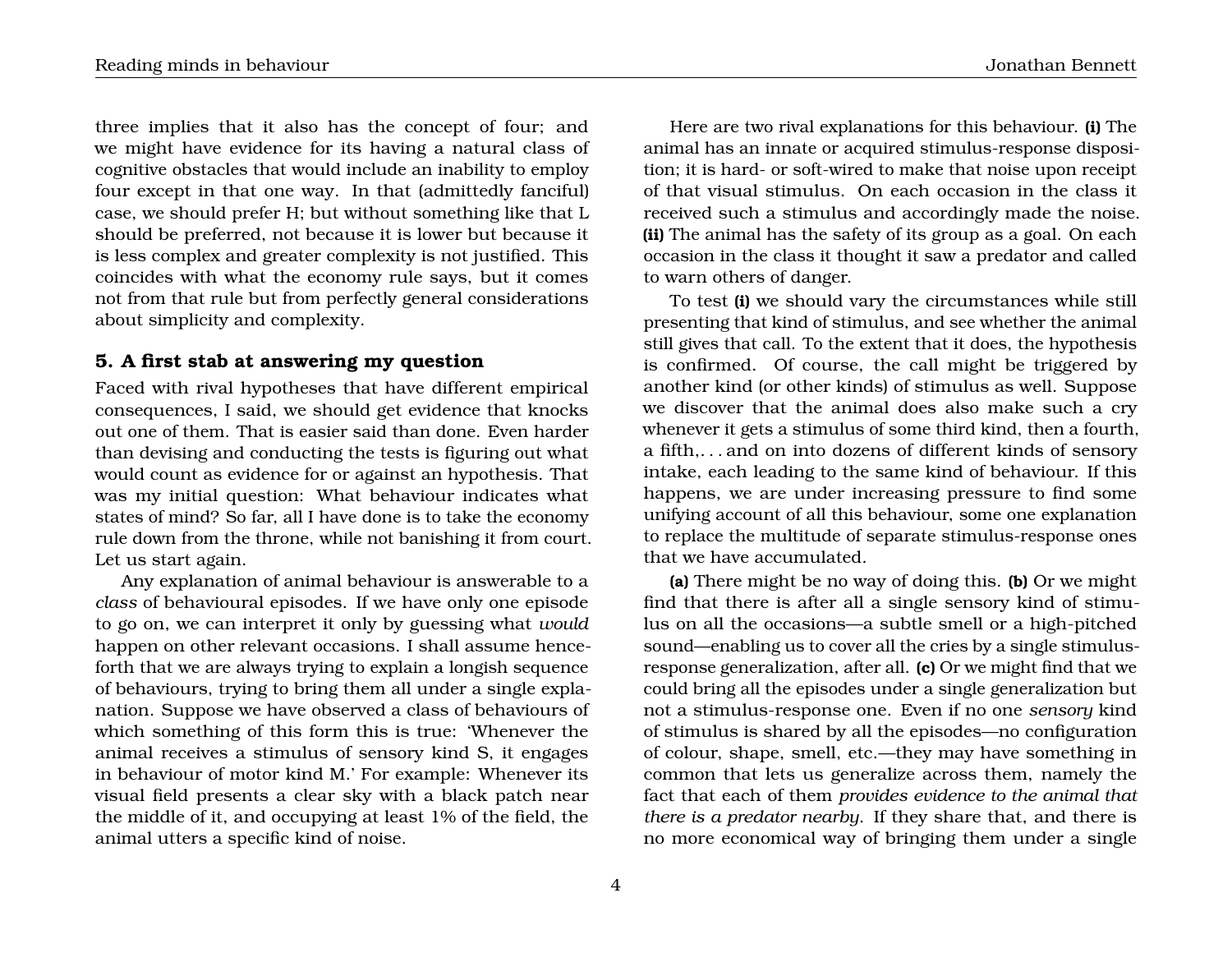three implies that it also has the concept of four; and we might have evidence for its having a natural class of cognitive obstacles that would include an inability to employ four except in that one way. In that (admittedly fanciful) case, we should prefer H; but without something like that L should be preferred, not because it is lower but because it is less complex and greater complexity is not justified. This coincides with what the economy rule says, but it comes not from that rule but from perfectly general considerations about simplicity and complexity.

### 5. A first stab at answering my question

Faced with rival hypotheses that have different empirical consequences, I said, we should get evidence that knocks out one of them. That is easier said than done. Even harder than devising and conducting the tests is figuring out what would count as evidence for or against an hypothesis. That was my initial question: What behaviour indicates what states of mind? So far, all I have done is to take the economy rule down from the throne, while not banishing it from court. Let us start again.

Any explanation of animal behaviour is answerable to a *class* of behavioural episodes. If we have only one episode to go on, we can interpret it only by guessing what *would* happen on other relevant occasions. I shall assume henceforth that we are always trying to explain a longish sequence of behaviours, trying to bring them all under a single explanation. Suppose we have observed a class of behaviours of which something of this form this is true: 'Whenever the animal receives a stimulus of sensory kind S, it engages in behaviour of motor kind M.' For example: Whenever its visual field presents a clear sky with a black patch near the middle of it, and occupying at least 1% of the field, the animal utters a specific kind of noise.

Here are two rival explanations for this behaviour. **(i)** The animal has an innate or acquired stimulus-response disposition; it is hard- or soft-wired to make that noise upon receipt of that visual stimulus. On each occasion in the class it received such a stimulus and accordingly made the noise. **(ii)** The animal has the safety of its group as a goal. On each occasion in the class it thought it saw a predator and called to warn others of danger.

To test **(i)** we should vary the circumstances while still presenting that kind of stimulus, and see whether the animal still gives that call. To the extent that it does, the hypothesis is confirmed. Of course, the call might be triggered by another kind (or other kinds) of stimulus as well. Suppose we discover that the animal does also make such a cry whenever it gets a stimulus of some third kind, then a fourth, a fifth,. . . and on into dozens of different kinds of sensory intake, each leading to the same kind of behaviour. If this happens, we are under increasing pressure to find some unifying account of all this behaviour, some one explanation to replace the multitude of separate stimulus-response ones that we have accumulated.

**(a)** There might be no way of doing this. **(b)** Or we might find that there is after all a single sensory kind of stimulus on all the occasions—a subtle smell or a high-pitched sound—enabling us to cover all the cries by a single stimulus-response generalization, after all. **(c)** Or we might find that we could bring all the episodes under a single generalization but not a stimulus-response one. Even if no one *sensory* kind of stimulus is shared by all the episodes—no configuration of colour, shape, smell, etc.—they may have something in common that lets us generalize across them, namely the fact that each of them *provides evidence to the animal that there is a predator nearby*. If they share that, and there is no more economical way of bringing them under a single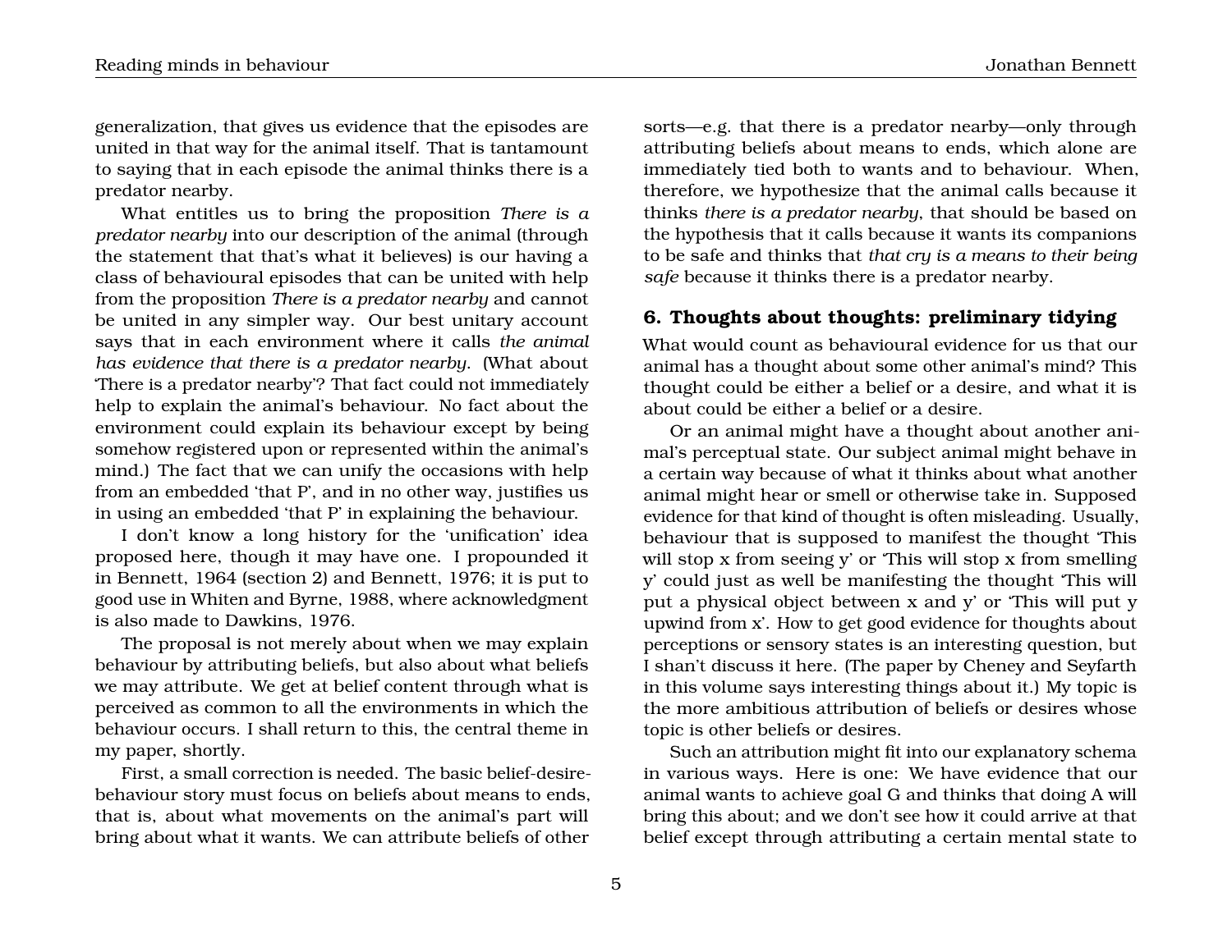generalization, that gives us evidence that the episodes are united in that way for the animal itself. That is tantamount to saying that in each episode the animal thinks there is a predator nearby.

What entitles us to bring the proposition *There is a predator nearby* into our description of the animal (through the statement that that's what it believes) is our having a class of behavioural episodes that can be united with help from the proposition *There is a predator nearby* and cannot be united in any simpler way. Our best unitary account says that in each environment where it calls *the animal has evidence that there is a predator nearby.* (What about 'There is a predator nearby'? That fact could not immediately help to explain the animal's behaviour. No fact about the environment could explain its behaviour except by being somehow registered upon or represented within the animal's mind.) The fact that we can unify the occasions with help from an embedded 'that P', and in no other way, justifies us in using an embedded 'that P' in explaining the behaviour.

I don't know a long history for the 'unification' idea proposed here, though it may have one. I propounded it in Bennett, 1964 (section 2) and Bennett, 1976; it is put to good use in Whiten and Byrne, 1988, where acknowledgment is also made to Dawkins, 1976.

The proposal is not merely about when we may explain behaviour by attributing beliefs, but also about what beliefs we may attribute. We get at belief content through what is perceived as common to all the environments in which the behaviour occurs. I shall return to this, the central theme in my paper, shortly.

First, a small correction is needed. The basic belief-desire-behaviour story must focus on beliefs about means to ends, that is, about what movements on the animal's part will bring about what it wants. We can attribute beliefs of other sorts—e.g. that there is a predator nearby—only through attributing beliefs about means to ends, which alone are immediately tied both to wants and to behaviour. When, therefore, we hypothesize that the animal calls because it thinks *there is a predator nearby*, that should be based on the hypothesis that it calls because it wants its companions to be safe and thinks that *that cry is a means to their being safe* because it thinks there is a predator nearby.

## 6. Thoughts about thoughts: preliminary tidying

What would count as behavioural evidence for us that our animal has a thought about some other animal's mind? This thought could be either a belief or a desire, and what it is about could be either a belief or a desire.

Or an animal might have a thought about another animal's perceptual state. Our subject animal might behave in a certain way because of what it thinks about what another animal might hear or smell or otherwise take in. Supposed evidence for that kind of thought is often misleading. Usually, behaviour that is supposed to manifest the thought 'This will stop x from seeing y' or 'This will stop x from smelling y' could just as well be manifesting the thought 'This will put a physical object between x and y' or 'This will put y upwind from x'. How to get good evidence for thoughts about perceptions or sensory states is an interesting question, but I shan't discuss it here. (The paper by Cheney and Seyfarth in this volume says interesting things about it.) My topic is the more ambitious attribution of beliefs or desires whose topic is other beliefs or desires.

Such an attribution might fit into our explanatory schema in various ways. Here is one: We have evidence that our animal wants to achieve goal G and thinks that doing A will bring this about; and we don't see how it could arrive at that belief except through attributing a certain mental state to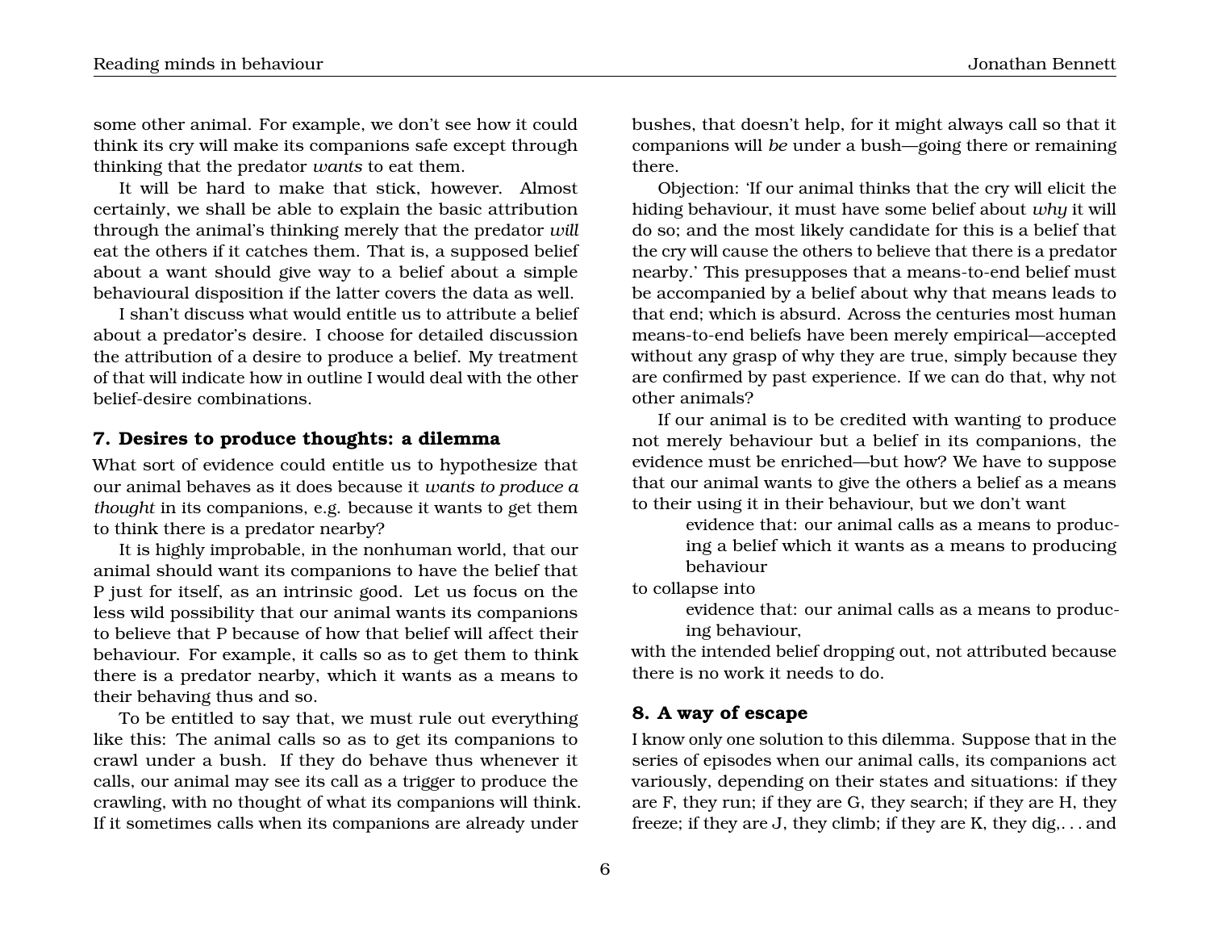some other animal. For example, we don't see how it could think its cry will make its companions safe except through thinking that the predator *wants* to eat them.

It will be hard to make that stick, however. Almost certainly, we shall be able to explain the basic attribution through the animal's thinking merely that the predator *will* eat the others if it catches them. That is, a supposed belief about a want should give way to a belief about a simple behavioural disposition if the latter covers the data as well.

I shan't discuss what would entitle us to attribute a belief about a predator's desire. I choose for detailed discussion the attribution of a desire to produce a belief. My treatment of that will indicate how in outline I would deal with the other belief-desire combinations.

### 7. Desires to produce thoughts: a dilemma

What sort of evidence could entitle us to hypothesize that our animal behaves as it does because it *wants to produce a thought* in its companions, e.g. because it wants to get them to think there is a predator nearby?

It is highly improbable, in the nonhuman world, that our animal should want its companions to have the belief that P just for itself, as an intrinsic good. Let us focus on the less wild possibility that our animal wants its companions to believe that P because of how that belief will affect their behaviour. For example, it calls so as to get them to think there is a predator nearby, which it wants as a means to their behaving thus and so.

To be entitled to say that, we must rule out everything like this: The animal calls so as to get its companions to crawl under a bush. If they do behave thus whenever it calls, our animal may see its call as a trigger to produce the crawling, with no thought of what its companions will think. If it sometimes calls when its companions are already under bushes, that doesn't help, for it might always call so that it companions will *be* under a bush—going there or remaining there.

Objection: 'If our animal thinks that the cry will elicit the hiding behaviour, it must have some belief about *why* it will do so; and the most likely candidate for this is a belief that the cry will cause the others to believe that there is a predator nearby.' This presupposes that a means-to-end belief must be accompanied by a belief about why that means leads to that end; which is absurd. Across the centuries most human means-to-end beliefs have been merely empirical—accepted without any grasp of why they are true, simply because they are confirmed by past experience. If we can do that, why not other animals?

If our animal is to be credited with wanting to produce not merely behaviour but a belief in its companions, the evidence must be enriched—but how? We have to suppose that our animal wants to give the others a belief as a means to their using it in their behaviour, but we don't want

> evidence that: our animal calls as a means to producing a belief which it wants as a means to producing behaviour

to collapse into

> evidence that: our animal calls as a means to producing behaviour,

with the intended belief dropping out, not attributed because there is no work it needs to do.

### 8. A way of escape

I know only one solution to this dilemma. Suppose that in the series of episodes when our animal calls, its companions act variously, depending on their states and situations: if they are F, they run; if they are G, they search; if they are H, they freeze; if they are J, they climb; if they are K, they dig,. . . and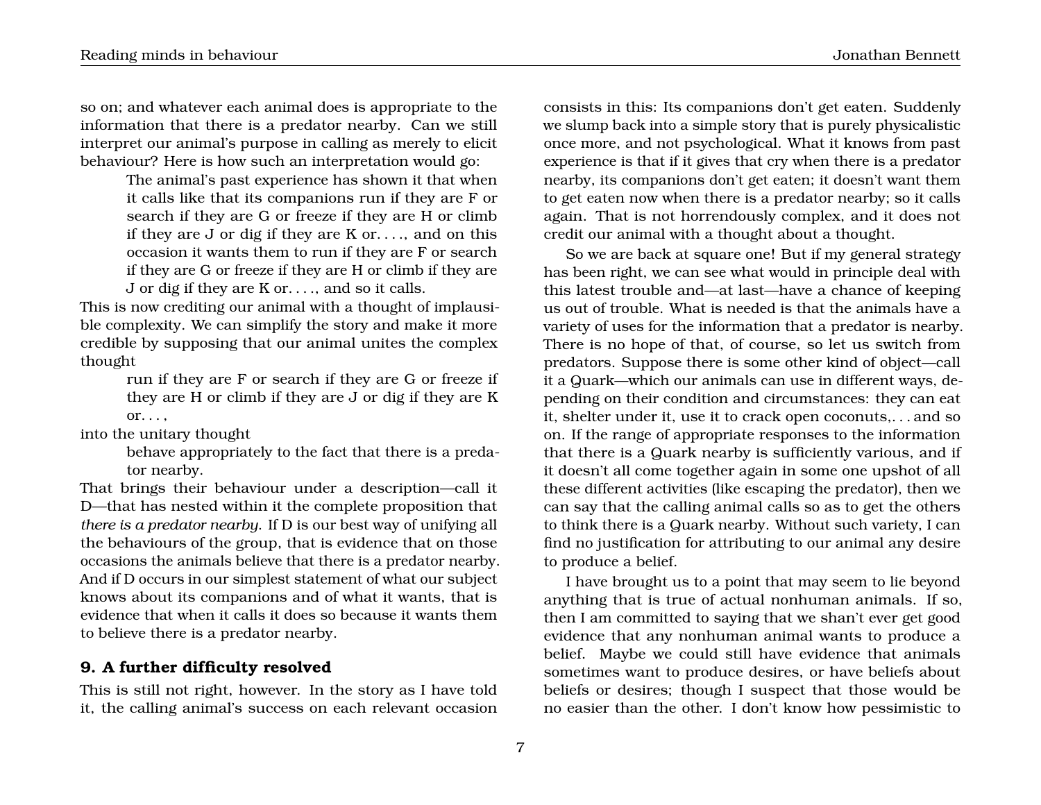so on; and whatever each animal does is appropriate to the information that there is a predator nearby. Can we still interpret our animal's purpose in calling as merely to elicit behaviour? Here is how such an interpretation would go:

> The animal's past experience has shown it that when it calls like that its companions run if they are F or search if they are G or freeze if they are H or climb if they are J or dig if they are K or. . . ., and on this occasion it wants them to run if they are F or search if they are G or freeze if they are H or climb if they are J or dig if they are K or. . . ., and so it calls.

This is now crediting our animal with a thought of implausible complexity. We can simplify the story and make it more credible by supposing that our animal unites the complex thought

> run if they are F or search if they are G or freeze if they are H or climb if they are J or dig if they are K or. . . ,

into the unitary thought

> behave appropriately to the fact that there is a predator nearby.

That brings their behaviour under a description—call it D—that has nested within it the complete proposition that *there is a predator nearby*. If D is our best way of unifying all the behaviours of the group, that is evidence that on those occasions the animals believe that there is a predator nearby. And if D occurs in our simplest statement of what our subject knows about its companions and of what it wants, that is evidence that when it calls it does so because it wants them to believe there is a predator nearby.

### 9. A further difficulty resolved

This is still not right, however. In the story as I have told it, the calling animal's success on each relevant occasion consists in this: Its companions don't get eaten. Suddenly we slump back into a simple story that is purely physicalistic once more, and not psychological. What it knows from past experience is that if it gives that cry when there is a predator nearby, its companions don't get eaten; it doesn't want them to get eaten now when there is a predator nearby; so it calls again. That is not horrendously complex, and it does not credit our animal with a thought about a thought.

So we are back at square one! But if my general strategy has been right, we can see what would in principle deal with this latest trouble and—at last—have a chance of keeping us out of trouble. What is needed is that the animals have a variety of uses for the information that a predator is nearby. There is no hope of that, of course, so let us switch from predators. Suppose there is some other kind of object—call it a Quark—which our animals can use in different ways, depending on their condition and circumstances: they can eat it, shelter under it, use it to crack open coconuts,. . . and so on. If the range of appropriate responses to the information that there is a Quark nearby is sufficiently various, and if it doesn't all come together again in some one upshot of all these different activities (like escaping the predator), then we can say that the calling animal calls so as to get the others to think there is a Quark nearby. Without such variety, I can find no justification for attributing to our animal any desire to produce a belief.

I have brought us to a point that may seem to lie beyond anything that is true of actual nonhuman animals. If so, then I am committed to saying that we shan't ever get good evidence that any nonhuman animal wants to produce a belief. Maybe we could still have evidence that animals sometimes want to produce desires, or have beliefs about beliefs or desires; though I suspect that those would be no easier than the other. I don't know how pessimistic to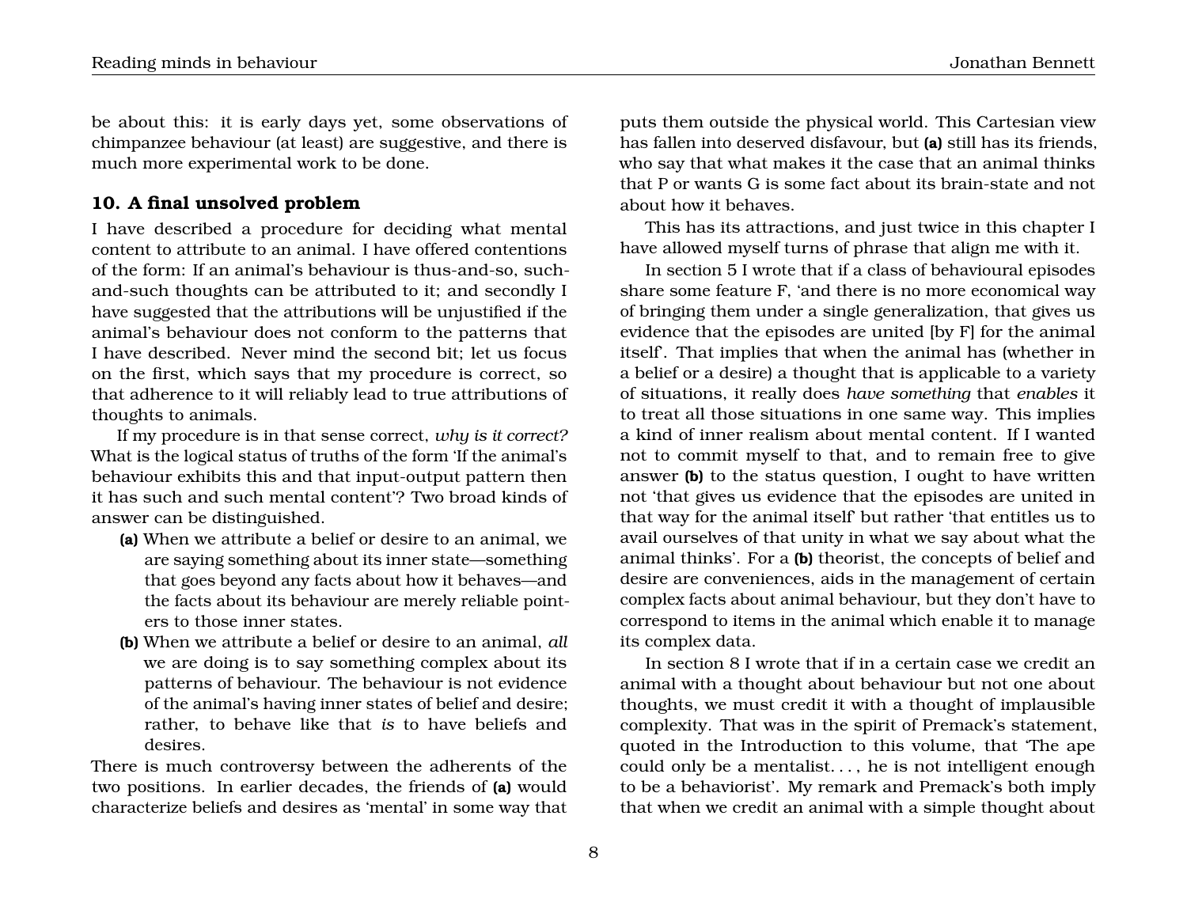be about this: it is early days yet, some observations of chimpanzee behaviour (at least) are suggestive, and there is much more experimental work to be done.

## 10. A final unsolved problem

I have described a procedure for deciding what mental content to attribute to an animal. I have offered contentions of the form: If an animal's behaviour is thus-and-so, such-and-such thoughts can be attributed to it; and secondly I have suggested that the attributions will be unjustified if the animal's behaviour does not conform to the patterns that I have described. Never mind the second bit; let us focus on the first, which says that my procedure is correct, so that adherence to it will reliably lead to true attributions of thoughts to animals.

If my procedure is in that sense correct, *why is it correct?* What is the logical status of truths of the form 'If the animal's behaviour exhibits this and that input-output pattern then it has such and such mental content'? Two broad kinds of answer can be distinguished.

- **(a)** When we attribute a belief or desire to an animal, we are saying something about its inner state—something that goes beyond any facts about how it behaves—and the facts about its behaviour are merely reliable pointers to those inner states.
- **(b)** When we attribute a belief or desire to an animal, *all* we are doing is to say something complex about its patterns of behaviour. The behaviour is not evidence of the animal's having inner states of belief and desire; rather, to behave like that *is* to have beliefs and desires.

There is much controversy between the adherents of the two positions. In earlier decades, the friends of **(a)** would characterize beliefs and desires as 'mental' in some way that puts them outside the physical world. This Cartesian view has fallen into deserved disfavour, but **(a)** still has its friends, who say that what makes it the case that an animal thinks that P or wants G is some fact about its brain-state and not about how it behaves.

This has its attractions, and just twice in this chapter I have allowed myself turns of phrase that align me with it.

In section 5 I wrote that if a class of behavioural episodes share some feature F, 'and there is no more economical way of bringing them under a single generalization, that gives us evidence that the episodes are united [by F] for the animal itself'. That implies that when the animal has (whether in a belief or a desire) a thought that is applicable to a variety of situations, it really does *have something* that *enables* it to treat all those situations in one same way. This implies a kind of inner realism about mental content. If I wanted not to commit myself to that, and to remain free to give answer **(b)** to the status question, I ought to have written not 'that gives us evidence that the episodes are united in that way for the animal itself' but rather 'that entitles us to avail ourselves of that unity in what we say about what the animal thinks'. For a **(b)** theorist, the concepts of belief and desire are conveniences, aids in the management of certain complex facts about animal behaviour, but they don't have to correspond to items in the animal which enable it to manage its complex data.

In section 8 I wrote that if in a certain case we credit an animal with a thought about behaviour but not one about thoughts, we must credit it with a thought of implausible complexity. That was in the spirit of Premack's statement, quoted in the Introduction to this volume, that 'The ape could only be a mentalist. . . , he is not intelligent enough to be a behaviorist'. My remark and Premack's both imply that when we credit an animal with a simple thought about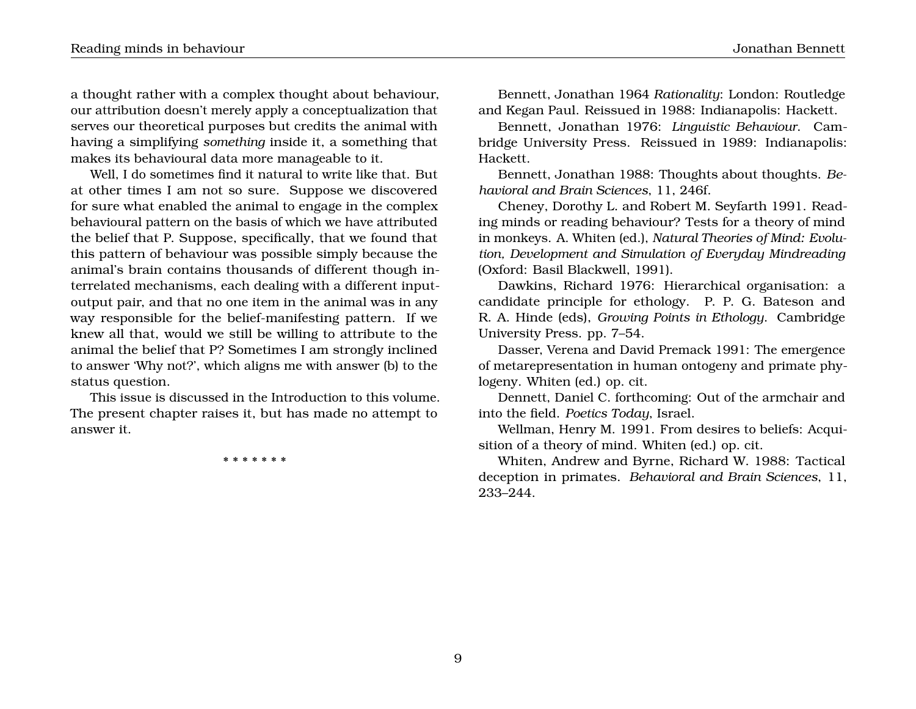a thought rather with a complex thought about behaviour, our attribution doesn't merely apply a conceptualization that serves our theoretical purposes but credits the animal with having a simplifying *something* inside it, a something that makes its behavioural data more manageable to it.

Well, I do sometimes find it natural to write like that. But at other times I am not so sure. Suppose we discovered for sure what enabled the animal to engage in the complex behavioural pattern on the basis of which we have attributed the belief that P. Suppose, specifically, that we found that this pattern of behaviour was possible simply because the animal's brain contains thousands of different though interrelated mechanisms, each dealing with a different input-output pair, and that no one item in the animal was in any way responsible for the belief-manifesting pattern. If we knew all that, would we still be willing to attribute to the animal the belief that P? Sometimes I am strongly inclined to answer 'Why not?', which aligns me with answer (b) to the status question.

This issue is discussed in the Introduction to this volume. The present chapter raises it, but has made no attempt to answer it.

\* \* \* \* \* \* \*

Bennett, Jonathan 1964 *Rationality*: London: Routledge and Kegan Paul. Reissued in 1988: Indianapolis: Hackett.

Bennett, Jonathan 1976: *Linguistic Behaviour*. Cambridge University Press. Reissued in 1989: Indianapolis: Hackett.

Bennett, Jonathan 1988: Thoughts about thoughts. *Behavioral and Brain Sciences*, 11, 246f.

Cheney, Dorothy L. and Robert M. Seyfarth 1991. Reading minds or reading behaviour? Tests for a theory of mind in monkeys. A. Whiten (ed.), *Natural Theories of Mind: Evolution, Development and Simulation of Everyday Mindreading* (Oxford: Basil Blackwell, 1991).

Dawkins, Richard 1976: Hierarchical organisation: a candidate principle for ethology. P. P. G. Bateson and R. A. Hinde (eds), *Growing Points in Ethology*. Cambridge University Press. pp. 7–54.

Dasser, Verena and David Premack 1991: The emergence of metarepresentation in human ontogeny and primate phylogeny. Whiten (ed.) op. cit.

Dennett, Daniel C. forthcoming: Out of the armchair and into the field. *Poetics Today*, Israel.

Wellman, Henry M. 1991. From desires to beliefs: Acquisition of a theory of mind. Whiten (ed.) op. cit.

Whiten, Andrew and Byrne, Richard W. 1988: Tactical deception in primates. *Behavioral and Brain Sciences*, 11, 233–244.